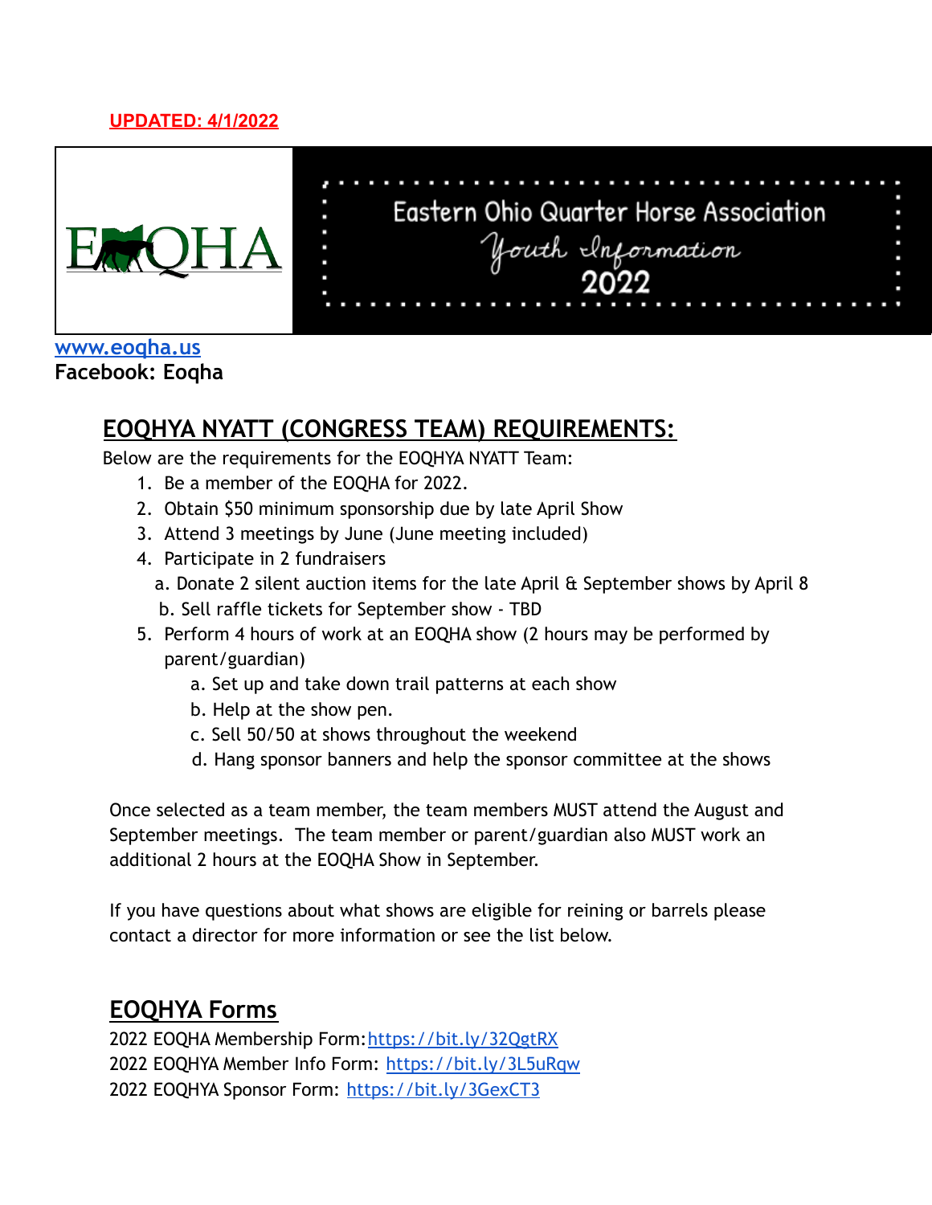**UPDATED: 4/1/2022**

EOQHA

Eastern Ohio Quarter Horse Association

*Youth Information*

2022

www.eoqha.us

**Facebook: Eoqha**

## EOQHYA NYATT (CONGRESS TEAM) REQUIREMENTS:

Below are the requirements for the EOQHYA NYATT Team:

1. Be a member of the EOQHA for 2022.
2. Obtain $50 minimum sponsorship due by late April Show
3. Attend 3 meetings by June (June meeting included)
4. Participate in 2 fundraisers
   a. Donate 2 silent auction items for the late April & September shows by April 8
   b. Sell raffle tickets for September show - TBD
5. Perform 4 hours of work at an EOQHA show (2 hours may be performed by parent/guardian)
   a. Set up and take down trail patterns at each show
   b. Help at the show pen.
   c. Sell 50/50 at shows throughout the weekend
   d. Hang sponsor banners and help the sponsor committee at the shows

Once selected as a team member, the team members MUST attend the August and September meetings. The team member or parent/guardian also MUST work an additional 2 hours at the EOQHA Show in September.

If you have questions about what shows are eligible for reining or barrels please contact a director for more information or see the list below.

## EOQHYA Forms

2022 EOQHA Membership Form: https://bit.ly/32QgtRX
2022 EOQHYA Member Info Form: https://bit.ly/3L5uRqw
2022 EOQHYA Sponsor Form: https://bit.ly/3GexCT3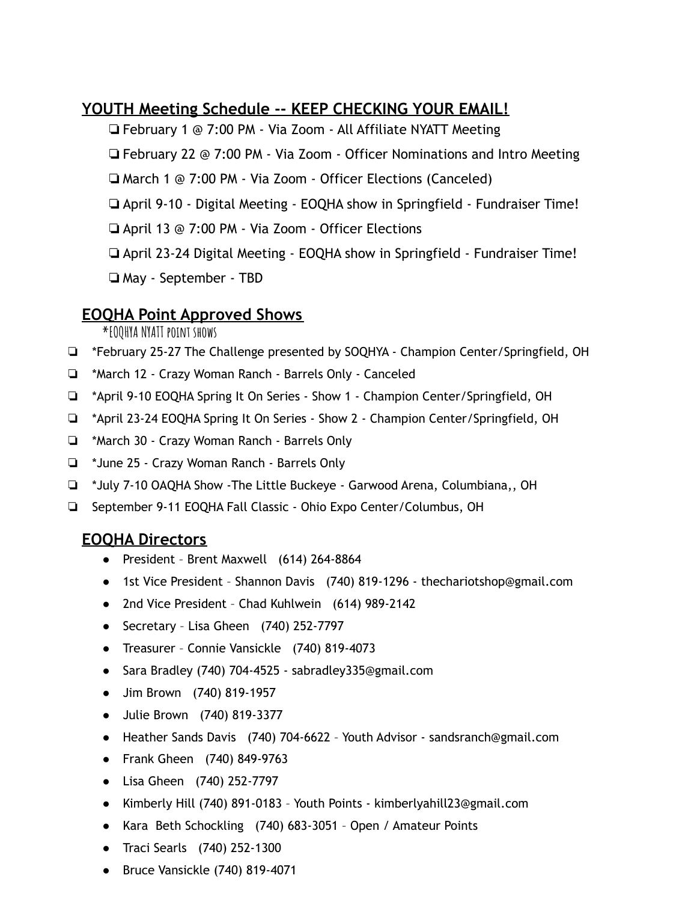## YOUTH Meeting Schedule -- KEEP CHECKING YOUR EMAIL!

- ❏ February 1 @ 7:00 PM - Via Zoom - All Affiliate NYATT Meeting
- ❏ February 22 @ 7:00 PM - Via Zoom - Officer Nominations and Intro Meeting
- ❏ March 1 @ 7:00 PM - Via Zoom - Officer Elections (Canceled)
- ❏ April 9-10 - Digital Meeting - EOQHA show in Springfield - Fundraiser Time!
- ❏ April 13 @ 7:00 PM - Via Zoom - Officer Elections
- ❏ April 23-24 Digital Meeting - EOQHA show in Springfield - Fundraiser Time!
- ❏ May - September - TBD

## EOQHA Point Approved Shows

*EOQHYA NYATT point shows

- ❏ *February 25-27 The Challenge presented by SOQHYA - Champion Center/Springfield, OH
- ❏ *March 12 - Crazy Woman Ranch - Barrels Only - Canceled
- ❏ *April 9-10 EOQHA Spring It On Series - Show 1 - Champion Center/Springfield, OH
- ❏ *April 23-24 EOQHA Spring It On Series - Show 2 - Champion Center/Springfield, OH
- ❏ *March 30 - Crazy Woman Ranch - Barrels Only
- ❏ *June 25 - Crazy Woman Ranch - Barrels Only
- ❏ *July 7-10 OAQHA Show -The Little Buckeye - Garwood Arena, Columbiana,, OH
- ❏ September 9-11 EOQHA Fall Classic - Ohio Expo Center/Columbus, OH

## EOQHA Directors

- President – Brent Maxwell (614) 264-8864
- 1st Vice President – Shannon Davis (740) 819-1296 - thechariotshop@gmail.com
- 2nd Vice President – Chad Kuhlwein (614) 989-2142
- Secretary – Lisa Gheen (740) 252-7797
- Treasurer – Connie Vansickle (740) 819-4073
- Sara Bradley (740) 704-4525 - sabradley335@gmail.com
- Jim Brown (740) 819-1957
- Julie Brown (740) 819-3377
- Heather Sands Davis (740) 704-6622 – Youth Advisor - sandsranch@gmail.com
- Frank Gheen (740) 849-9763
- Lisa Gheen (740) 252-7797
- Kimberly Hill (740) 891-0183 – Youth Points - kimberlyahill23@gmail.com
- Kara Beth Schockling (740) 683-3051 – Open / Amateur Points
- Traci Searls (740) 252-1300
- Bruce Vansickle (740) 819-4071